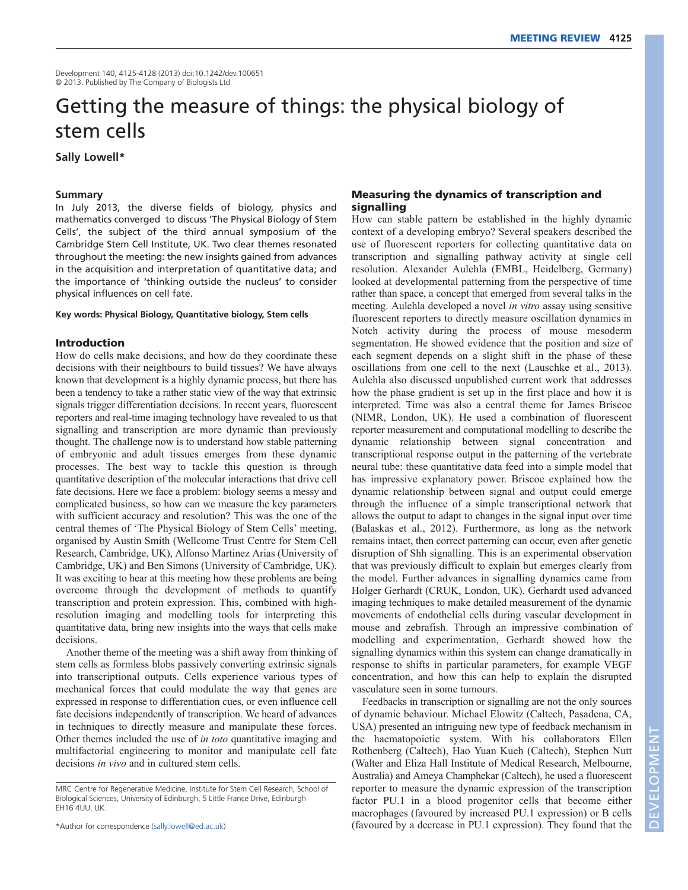Development 140, 4125-4128 (2013) doi:10.1242/dev.100651
© 2013. Published by The Company of Biologists Ltd

# Getting the measure of things: the physical biology of stem cells

**Sally Lowell***

## Summary

In July 2013, the diverse fields of biology, physics and mathematics converged to discuss 'The Physical Biology of Stem Cells', the subject of the third annual symposium of the Cambridge Stem Cell Institute, UK. Two clear themes resonated throughout the meeting: the new insights gained from advances in the acquisition and interpretation of quantitative data; and the importance of 'thinking outside the nucleus' to consider physical influences on cell fate.

**Key words: Physical Biology, Quantitative biology, Stem cells**

## Introduction

How do cells make decisions, and how do they coordinate these decisions with their neighbours to build tissues? We have always known that development is a highly dynamic process, but there has been a tendency to take a rather static view of the way that extrinsic signals trigger differentiation decisions. In recent years, fluorescent reporters and real-time imaging technology have revealed to us that signalling and transcription are more dynamic than previously thought. The challenge now is to understand how stable patterning of embryonic and adult tissues emerges from these dynamic processes. The best way to tackle this question is through quantitative description of the molecular interactions that drive cell fate decisions. Here we face a problem: biology seems a messy and complicated business, so how can we measure the key parameters with sufficient accuracy and resolution? This was the one of the central themes of 'The Physical Biology of Stem Cells' meeting, organised by Austin Smith (Wellcome Trust Centre for Stem Cell Research, Cambridge, UK), Alfonso Martinez Arias (University of Cambridge, UK) and Ben Simons (University of Cambridge, UK). It was exciting to hear at this meeting how these problems are being overcome through the development of methods to quantify transcription and protein expression. This, combined with high-resolution imaging and modelling tools for interpreting this quantitative data, bring new insights into the ways that cells make decisions.

Another theme of the meeting was a shift away from thinking of stem cells as formless blobs passively converting extrinsic signals into transcriptional outputs. Cells experience various types of mechanical forces that could modulate the way that genes are expressed in response to differentiation cues, or even influence cell fate decisions independently of transcription. We heard of advances in techniques to directly measure and manipulate these forces. Other themes included the use of *in toto* quantitative imaging and multifactorial engineering to monitor and manipulate cell fate decisions *in vivo* and in cultured stem cells.

MRC Centre for Regenerative Medicine, Institute for Stem Cell Research, School of Biological Sciences, University of Edinburgh, 5 Little France Drive, Edinburgh EH16 4UU, UK.

*Author for correspondence (sally.lowell@ed.ac.uk)

## Measuring the dynamics of transcription and signalling

How can stable pattern be established in the highly dynamic context of a developing embryo? Several speakers described the use of fluorescent reporters for collecting quantitative data on transcription and signalling pathway activity at single cell resolution. Alexander Aulehla (EMBL, Heidelberg, Germany) looked at developmental patterning from the perspective of time rather than space, a concept that emerged from several talks in the meeting. Aulehla developed a novel *in vitro* assay using sensitive fluorescent reporters to directly measure oscillation dynamics in Notch activity during the process of mouse mesoderm segmentation. He showed evidence that the position and size of each segment depends on a slight shift in the phase of these oscillations from one cell to the next (Lauschke et al., 2013). Aulehla also discussed unpublished current work that addresses how the phase gradient is set up in the first place and how it is interpreted. Time was also a central theme for James Briscoe (NIMR, London, UK). He used a combination of fluorescent reporter measurement and computational modelling to describe the dynamic relationship between signal concentration and transcriptional response output in the patterning of the vertebrate neural tube: these quantitative data feed into a simple model that has impressive explanatory power. Briscoe explained how the dynamic relationship between signal and output could emerge through the influence of a simple transcriptional network that allows the output to adapt to changes in the signal input over time (Balaskas et al., 2012). Furthermore, as long as the network remains intact, then correct patterning can occur, even after genetic disruption of Shh signalling. This is an experimental observation that was previously difficult to explain but emerges clearly from the model. Further advances in signalling dynamics came from Holger Gerhardt (CRUK, London, UK). Gerhardt used advanced imaging techniques to make detailed measurement of the dynamic movements of endothelial cells during vascular development in mouse and zebrafish. Through an impressive combination of modelling and experimentation, Gerhardt showed how the signalling dynamics within this system can change dramatically in response to shifts in particular parameters, for example VEGF concentration, and how this can help to explain the disrupted vasculature seen in some tumours.

Feedbacks in transcription or signalling are not the only sources of dynamic behaviour. Michael Elowitz (Caltech, Pasadena, CA, USA) presented an intriguing new type of feedback mechanism in the haematopoietic system. With his collaborators Ellen Rothenberg (Caltech), Hao Yuan Kueh (Caltech), Stephen Nutt (Walter and Eliza Hall Institute of Medical Research, Melbourne, Australia) and Ameya Champhekar (Caltech), he used a fluorescent reporter to measure the dynamic expression of the transcription factor PU.1 in a blood progenitor cells that become either macrophages (favoured by increased PU.1 expression) or B cells (favoured by a decrease in PU.1 expression). They found that the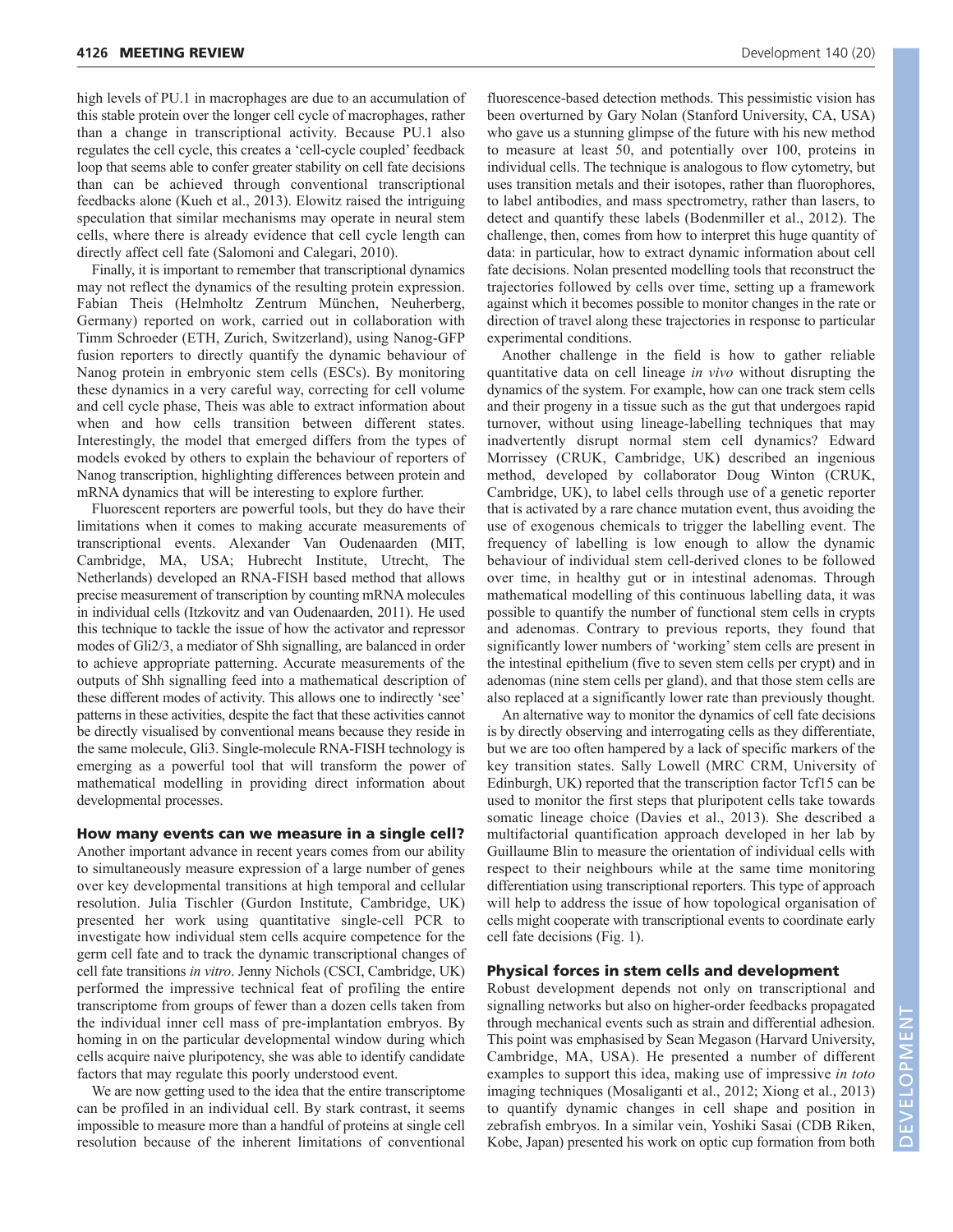high levels of PU.1 in macrophages are due to an accumulation of this stable protein over the longer cell cycle of macrophages, rather than a change in transcriptional activity. Because PU.1 also regulates the cell cycle, this creates a 'cell-cycle coupled' feedback loop that seems able to confer greater stability on cell fate decisions than can be achieved through conventional transcriptional feedbacks alone (Kueh et al., 2013). Elowitz raised the intriguing speculation that similar mechanisms may operate in neural stem cells, where there is already evidence that cell cycle length can directly affect cell fate (Salomoni and Calegari, 2010).

Finally, it is important to remember that transcriptional dynamics may not reflect the dynamics of the resulting protein expression. Fabian Theis (Helmholtz Zentrum München, Neuherberg, Germany) reported on work, carried out in collaboration with Timm Schroeder (ETH, Zurich, Switzerland), using Nanog-GFP fusion reporters to directly quantify the dynamic behaviour of Nanog protein in embryonic stem cells (ESCs). By monitoring these dynamics in a very careful way, correcting for cell volume and cell cycle phase, Theis was able to extract information about when and how cells transition between different states. Interestingly, the model that emerged differs from the types of models evoked by others to explain the behaviour of reporters of Nanog transcription, highlighting differences between protein and mRNA dynamics that will be interesting to explore further.

Fluorescent reporters are powerful tools, but they do have their limitations when it comes to making accurate measurements of transcriptional events. Alexander Van Oudenaarden (MIT, Cambridge, MA, USA; Hubrecht Institute, Utrecht, The Netherlands) developed an RNA-FISH based method that allows precise measurement of transcription by counting mRNA molecules in individual cells (Itzkovitz and van Oudenaarden, 2011). He used this technique to tackle the issue of how the activator and repressor modes of Gli2/3, a mediator of Shh signalling, are balanced in order to achieve appropriate patterning. Accurate measurements of the outputs of Shh signalling feed into a mathematical description of these different modes of activity. This allows one to indirectly 'see' patterns in these activities, despite the fact that these activities cannot be directly visualised by conventional means because they reside in the same molecule, Gli3. Single-molecule RNA-FISH technology is emerging as a powerful tool that will transform the power of mathematical modelling in providing direct information about developmental processes.

## How many events can we measure in a single cell?

Another important advance in recent years comes from our ability to simultaneously measure expression of a large number of genes over key developmental transitions at high temporal and cellular resolution. Julia Tischler (Gurdon Institute, Cambridge, UK) presented her work using quantitative single-cell PCR to investigate how individual stem cells acquire competence for the germ cell fate and to track the dynamic transcriptional changes of cell fate transitions *in vitro*. Jenny Nichols (CSCI, Cambridge, UK) performed the impressive technical feat of profiling the entire transcriptome from groups of fewer than a dozen cells taken from the individual inner cell mass of pre-implantation embryos. By homing in on the particular developmental window during which cells acquire naive pluripotency, she was able to identify candidate factors that may regulate this poorly understood event.

We are now getting used to the idea that the entire transcriptome can be profiled in an individual cell. By stark contrast, it seems impossible to measure more than a handful of proteins at single cell resolution because of the inherent limitations of conventional fluorescence-based detection methods. This pessimistic vision has been overturned by Gary Nolan (Stanford University, CA, USA) who gave us a stunning glimpse of the future with his new method to measure at least 50, and potentially over 100, proteins in individual cells. The technique is analogous to flow cytometry, but uses transition metals and their isotopes, rather than fluorophores, to label antibodies, and mass spectrometry, rather than lasers, to detect and quantify these labels (Bodenmiller et al., 2012). The challenge, then, comes from how to interpret this huge quantity of data: in particular, how to extract dynamic information about cell fate decisions. Nolan presented modelling tools that reconstruct the trajectories followed by cells over time, setting up a framework against which it becomes possible to monitor changes in the rate or direction of travel along these trajectories in response to particular experimental conditions.

Another challenge in the field is how to gather reliable quantitative data on cell lineage *in vivo* without disrupting the dynamics of the system. For example, how can one track stem cells and their progeny in a tissue such as the gut that undergoes rapid turnover, without using lineage-labelling techniques that may inadvertently disrupt normal stem cell dynamics? Edward Morrissey (CRUK, Cambridge, UK) described an ingenious method, developed by collaborator Doug Winton (CRUK, Cambridge, UK), to label cells through use of a genetic reporter that is activated by a rare chance mutation event, thus avoiding the use of exogenous chemicals to trigger the labelling event. The frequency of labelling is low enough to allow the dynamic behaviour of individual stem cell-derived clones to be followed over time, in healthy gut or in intestinal adenomas. Through mathematical modelling of this continuous labelling data, it was possible to quantify the number of functional stem cells in crypts and adenomas. Contrary to previous reports, they found that significantly lower numbers of 'working' stem cells are present in the intestinal epithelium (five to seven stem cells per crypt) and in adenomas (nine stem cells per gland), and that those stem cells are also replaced at a significantly lower rate than previously thought.

An alternative way to monitor the dynamics of cell fate decisions is by directly observing and interrogating cells as they differentiate, but we are too often hampered by a lack of specific markers of the key transition states. Sally Lowell (MRC CRM, University of Edinburgh, UK) reported that the transcription factor Tcf15 can be used to monitor the first steps that pluripotent cells take towards somatic lineage choice (Davies et al., 2013). She described a multifactorial quantification approach developed in her lab by Guillaume Blin to measure the orientation of individual cells with respect to their neighbours while at the same time monitoring differentiation using transcriptional reporters. This type of approach will help to address the issue of how topological organisation of cells might cooperate with transcriptional events to coordinate early cell fate decisions (Fig. 1).

## Physical forces in stem cells and development

Robust development depends not only on transcriptional and signalling networks but also on higher-order feedbacks propagated through mechanical events such as strain and differential adhesion. This point was emphasised by Sean Megason (Harvard University, Cambridge, MA, USA). He presented a number of different examples to support this idea, making use of impressive *in toto* imaging techniques (Mosaliganti et al., 2012; Xiong et al., 2013) to quantify dynamic changes in cell shape and position in zebrafish embryos. In a similar vein, Yoshiki Sasai (CDB Riken, Kobe, Japan) presented his work on optic cup formation from both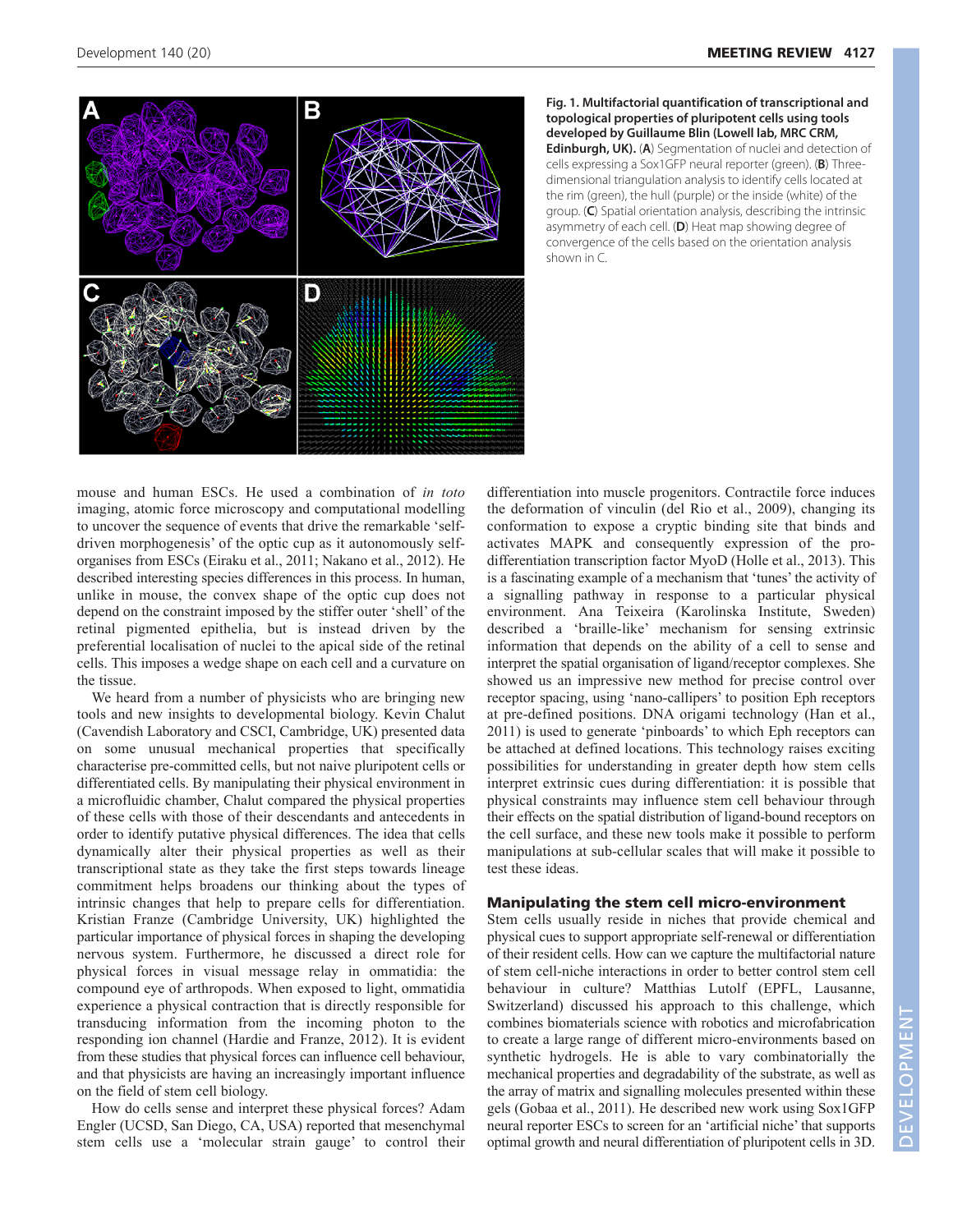**Fig. 1. Multifactorial quantification of transcriptional and topological properties of pluripotent cells using tools developed by Guillaume Blin (Lowell lab, MRC CRM, Edinburgh, UK).** (**A**) Segmentation of nuclei and detection of cells expressing a Sox1GFP neural reporter (green). (**B**) Three-dimensional triangulation analysis to identify cells located at the rim (green), the hull (purple) or the inside (white) of the group. (**C**) Spatial orientation analysis, describing the intrinsic asymmetry of each cell. (**D**) Heat map showing degree of convergence of the cells based on the orientation analysis shown in C.

mouse and human ESCs. He used a combination of *in toto* imaging, atomic force microscopy and computational modelling to uncover the sequence of events that drive the remarkable 'self-driven morphogenesis' of the optic cup as it autonomously self-organises from ESCs (Eiraku et al., 2011; Nakano et al., 2012). He described interesting species differences in this process. In human, unlike in mouse, the convex shape of the optic cup does not depend on the constraint imposed by the stiffer outer 'shell' of the retinal pigmented epithelia, but is instead driven by the preferential localisation of nuclei to the apical side of the retinal cells. This imposes a wedge shape on each cell and a curvature on the tissue.

We heard from a number of physicists who are bringing new tools and new insights to developmental biology. Kevin Chalut (Cavendish Laboratory and CSCI, Cambridge, UK) presented data on some unusual mechanical properties that specifically characterise pre-committed cells, but not naive pluripotent cells or differentiated cells. By manipulating their physical environment in a microfluidic chamber, Chalut compared the physical properties of these cells with those of their descendants and antecedents in order to identify putative physical differences. The idea that cells dynamically alter their physical properties as well as their transcriptional state as they take the first steps towards lineage commitment helps broadens our thinking about the types of intrinsic changes that help to prepare cells for differentiation. Kristian Franze (Cambridge University, UK) highlighted the particular importance of physical forces in shaping the developing nervous system. Furthermore, he discussed a direct role for physical forces in visual message relay in ommatidia: the compound eye of arthropods. When exposed to light, ommatidia experience a physical contraction that is directly responsible for transducing information from the incoming photon to the responding ion channel (Hardie and Franze, 2012). It is evident from these studies that physical forces can influence cell behaviour, and that physicists are having an increasingly important influence on the field of stem cell biology.

How do cells sense and interpret these physical forces? Adam Engler (UCSD, San Diego, CA, USA) reported that mesenchymal stem cells use a 'molecular strain gauge' to control their differentiation into muscle progenitors. Contractile force induces the deformation of vinculin (del Rio et al., 2009), changing its conformation to expose a cryptic binding site that binds and activates MAPK and consequently expression of the pro-differentiation transcription factor MyoD (Holle et al., 2013). This is a fascinating example of a mechanism that 'tunes' the activity of a signalling pathway in response to a particular physical environment. Ana Teixeira (Karolinska Institute, Sweden) described a 'braille-like' mechanism for sensing extrinsic information that depends on the ability of a cell to sense and interpret the spatial organisation of ligand/receptor complexes. She showed us an impressive new method for precise control over receptor spacing, using 'nano-callipers' to position Eph receptors at pre-defined positions. DNA origami technology (Han et al., 2011) is used to generate 'pinboards' to which Eph receptors can be attached at defined locations. This technology raises exciting possibilities for understanding in greater depth how stem cells interpret extrinsic cues during differentiation: it is possible that physical constraints may influence stem cell behaviour through their effects on the spatial distribution of ligand-bound receptors on the cell surface, and these new tools make it possible to perform manipulations at sub-cellular scales that will make it possible to test these ideas.

## Manipulating the stem cell micro-environment

Stem cells usually reside in niches that provide chemical and physical cues to support appropriate self-renewal or differentiation of their resident cells. How can we capture the multifactorial nature of stem cell-niche interactions in order to better control stem cell behaviour in culture? Matthias Lutolf (EPFL, Lausanne, Switzerland) discussed his approach to this challenge, which combines biomaterials science with robotics and microfabrication to create a large range of different micro-environments based on synthetic hydrogels. He is able to vary combinatorially the mechanical properties and degradability of the substrate, as well as the array of matrix and signalling molecules presented within these gels (Gobaa et al., 2011). He described new work using Sox1GFP neural reporter ESCs to screen for an 'artificial niche' that supports optimal growth and neural differentiation of pluripotent cells in 3D.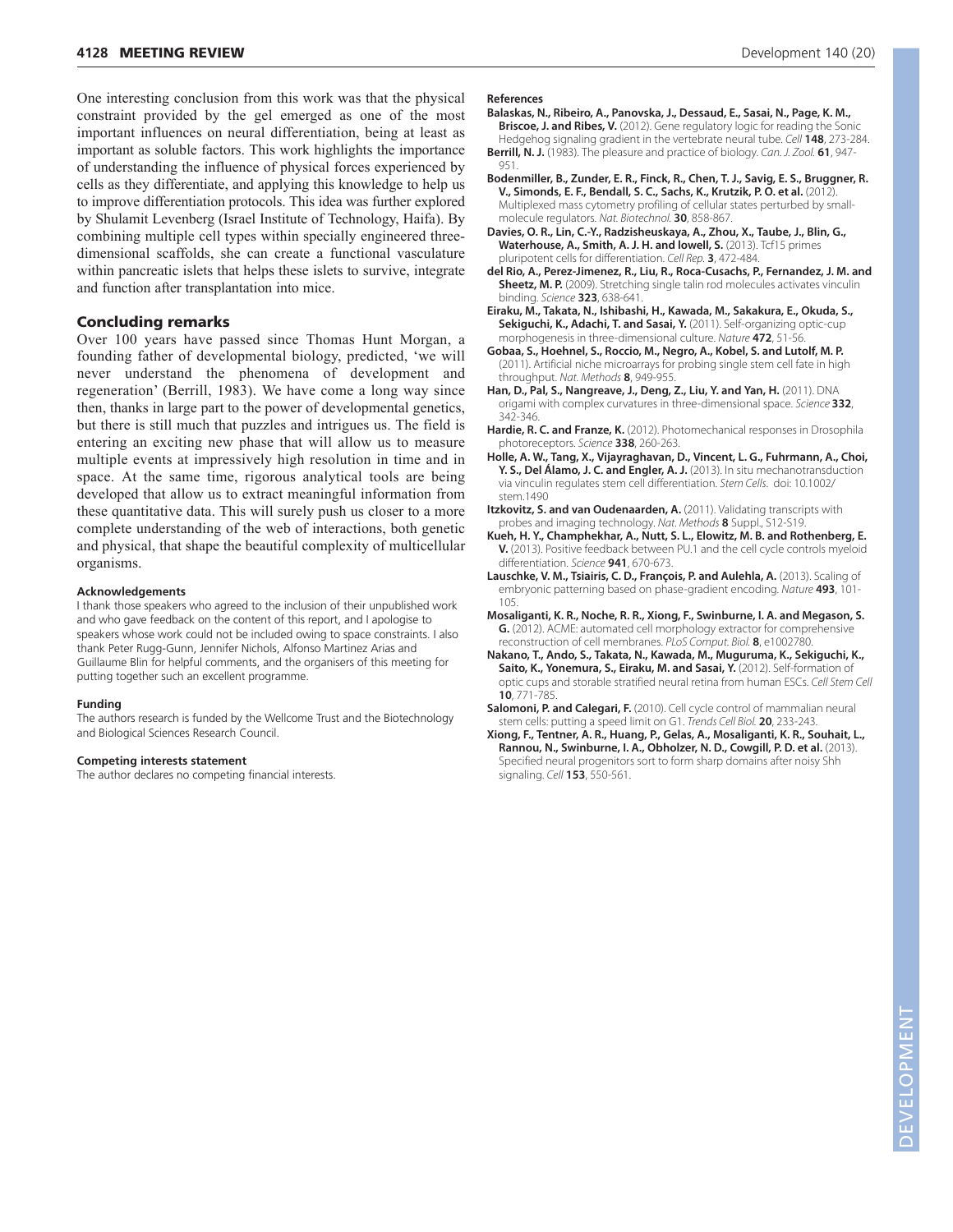One interesting conclusion from this work was that the physical constraint provided by the gel emerged as one of the most important influences on neural differentiation, being at least as important as soluble factors. This work highlights the importance of understanding the influence of physical forces experienced by cells as they differentiate, and applying this knowledge to help us to improve differentiation protocols. This idea was further explored by Shulamit Levenberg (Israel Institute of Technology, Haifa). By combining multiple cell types within specially engineered three-dimensional scaffolds, she can create a functional vasculature within pancreatic islets that helps these islets to survive, integrate and function after transplantation into mice.

## Concluding remarks

Over 100 years have passed since Thomas Hunt Morgan, a founding father of developmental biology, predicted, 'we will never understand the phenomena of development and regeneration' (Berrill, 1983). We have come a long way since then, thanks in large part to the power of developmental genetics, but there is still much that puzzles and intrigues us. The field is entering an exciting new phase that will allow us to measure multiple events at impressively high resolution in time and in space. At the same time, rigorous analytical tools are being developed that allow us to extract meaningful information from these quantitative data. This will surely push us closer to a more complete understanding of the web of interactions, both genetic and physical, that shape the beautiful complexity of multicellular organisms.

#### Acknowledgements

I thank those speakers who agreed to the inclusion of their unpublished work and who gave feedback on the content of this report, and I apologise to speakers whose work could not be included owing to space constraints. I also thank Peter Rugg-Gunn, Jennifer Nichols, Alfonso Martinez Arias and Guillaume Blin for helpful comments, and the organisers of this meeting for putting together such an excellent programme.

#### Funding

The authors research is funded by the Wellcome Trust and the Biotechnology and Biological Sciences Research Council.

#### Competing interests statement

The author declares no competing financial interests.

#### References

**Balaskas, N., Ribeiro, A., Panovska, J., Dessaud, E., Sasai, N., Page, K. M., Briscoe, J. and Ribes, V.** (2012). Gene regulatory logic for reading the Sonic Hedgehog signaling gradient in the vertebrate neural tube. *Cell* **148**, 273-284.

**Berrill, N. J.** (1983). The pleasure and practice of biology. *Can. J. Zool.* **61**, 947-951.

**Bodenmiller, B., Zunder, E. R., Finck, R., Chen, T. J., Savig, E. S., Bruggner, R. V., Simonds, E. F., Bendall, S. C., Sachs, K., Krutzik, P. O. et al.** (2012). Multiplexed mass cytometry profiling of cellular states perturbed by small-molecule regulators. *Nat. Biotechnol.* **30**, 858-867.

**Davies, O. R., Lin, C.-Y., Radzisheuskaya, A., Zhou, X., Taube, J., Blin, G., Waterhouse, A., Smith, A. J. H. and Lowell, S.** (2013). Tcf15 primes pluripotent cells for differentiation. *Cell Rep.* **3**, 472-484.

**del Rio, A., Perez-Jimenez, R., Liu, R., Roca-Cusachs, P., Fernandez, J. M. and Sheetz, M. P.** (2009). Stretching single talin rod molecules activates vinculin binding. *Science* **323**, 638-641.

**Eiraku, M., Takata, N., Ishibashi, H., Kawada, M., Sakakura, E., Okuda, S., Sekiguchi, K., Adachi, T. and Sasai, Y.** (2011). Self-organizing optic-cup morphogenesis in three-dimensional culture. *Nature* **472**, 51-56.

**Gobaa, S., Hoehnel, S., Roccio, M., Negro, A., Kobel, S. and Lutolf, M. P.** (2011). Artificial niche microarrays for probing single stem cell fate in high throughput. *Nat. Methods* **8**, 949-955.

**Han, D., Pal, S., Nangreave, J., Deng, Z., Liu, Y. and Yan, H.** (2011). DNA origami with complex curvatures in three-dimensional space. *Science* **332**, 342-346.

**Hardie, R. C. and Franze, K.** (2012). Photomechanical responses in Drosophila photoreceptors. *Science* **338**, 260-263.

**Holle, A. W., Tang, X., Vijayraghavan, D., Vincent, L. G., Fuhrmann, A., Choi, Y. S., Del Álamo, J. C. and Engler, A. J.** (2013). In situ mechanotransduction via vinculin regulates stem cell differentiation. *Stem Cells*. doi: 10.1002/stem.1490

**Itzkovitz, S. and van Oudenaarden, A.** (2011). Validating transcripts with probes and imaging technology. *Nat. Methods* **8** Suppl., S12-S19.

**Kueh, H. Y., Champhekhar, A., Nutt, S. L., Elowitz, M. B. and Rothenberg, E. V.** (2013). Positive feedback between PU.1 and the cell cycle controls myeloid differentiation. *Science* **941**, 670-673.

**Lauschke, V. M., Tsiairis, C. D., François, P. and Aulehla, A.** (2013). Scaling of embryonic patterning based on phase-gradient encoding. *Nature* **493**, 101-105.

**Mosaliganti, K. R., Noche, R. R., Xiong, F., Swinburne, I. A. and Megason, S. G.** (2012). ACME: automated cell morphology extractor for comprehensive reconstruction of cell membranes. *PLoS Comput. Biol.* **8**, e1002780.

**Nakano, T., Ando, S., Takata, N., Kawada, M., Muguruma, K., Sekiguchi, K., Saito, K., Yonemura, S., Eiraku, M. and Sasai, Y.** (2012). Self-formation of optic cups and storable stratified neural retina from human ESCs. *Cell Stem Cell* **10**, 771-785.

**Salomoni, P. and Calegari, F.** (2010). Cell cycle control of mammalian neural stem cells: putting a speed limit on G1. *Trends Cell Biol.* **20**, 233-243.

**Xiong, F., Tentner, A. R., Huang, P., Gelas, A., Mosaliganti, K. R., Souhait, L., Rannou, N., Swinburne, I. A., Obholzer, N. D., Cowgill, P. D. et al.** (2013). Specified neural progenitors sort to form sharp domains after noisy Shh signaling. *Cell* **153**, 550-561.